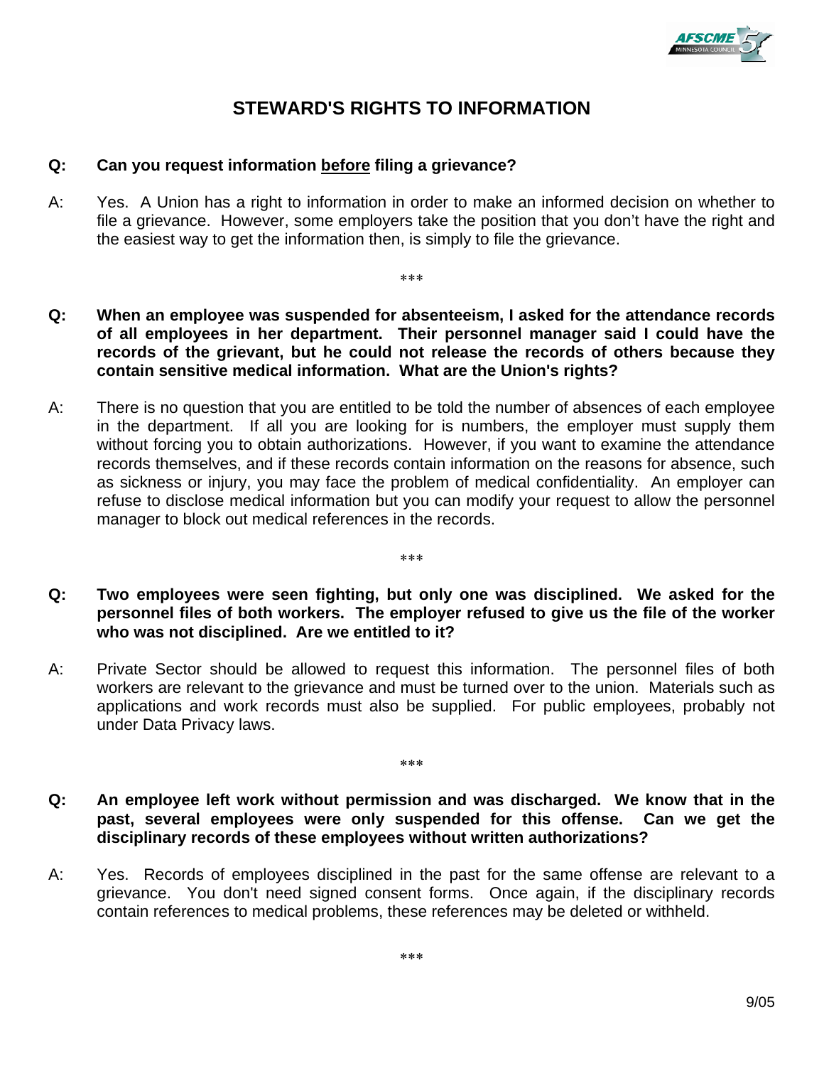# STEWARD'S RIGHTS TO INFORMATION

**Q: Can you request information <u>before</u> filing a grievance?**

A: Yes. A Union has a right to information in order to make an informed decision on whether to file a grievance. However, some employers take the position that you don't have the right and the easiest way to get the information then, is simply to file the grievance.

***

**Q: When an employee was suspended for absenteeism, I asked for the attendance records of all employees in her department. Their personnel manager said I could have the records of the grievant, but he could not release the records of others because they contain sensitive medical information. What are the Union's rights?**

A: There is no question that you are entitled to be told the number of absences of each employee in the department. If all you are looking for is numbers, the employer must supply them without forcing you to obtain authorizations. However, if you want to examine the attendance records themselves, and if these records contain information on the reasons for absence, such as sickness or injury, you may face the problem of medical confidentiality. An employer can refuse to disclose medical information but you can modify your request to allow the personnel manager to block out medical references in the records.

***

**Q: Two employees were seen fighting, but only one was disciplined. We asked for the personnel files of both workers. The employer refused to give us the file of the worker who was not disciplined. Are we entitled to it?**

A: Private Sector should be allowed to request this information. The personnel files of both workers are relevant to the grievance and must be turned over to the union. Materials such as applications and work records must also be supplied. For public employees, probably not under Data Privacy laws.

***

**Q: An employee left work without permission and was discharged. We know that in the past, several employees were only suspended for this offense. Can we get the disciplinary records of these employees without written authorizations?**

A: Yes. Records of employees disciplined in the past for the same offense are relevant to a grievance. You don't need signed consent forms. Once again, if the disciplinary records contain references to medical problems, these references may be deleted or withheld.

***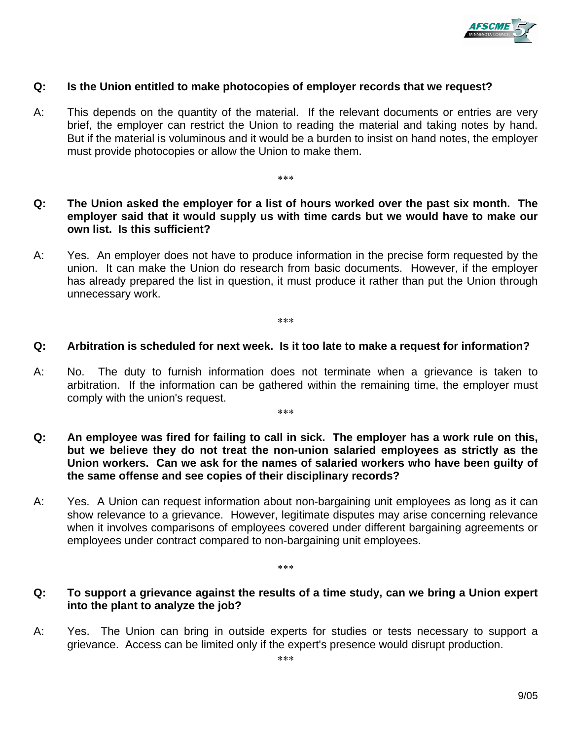**Q: Is the Union entitled to make photocopies of employer records that we request?**

A: This depends on the quantity of the material. If the relevant documents or entries are very brief, the employer can restrict the Union to reading the material and taking notes by hand. But if the material is voluminous and it would be a burden to insist on hand notes, the employer must provide photocopies or allow the Union to make them.

***

**Q: The Union asked the employer for a list of hours worked over the past six month. The employer said that it would supply us with time cards but we would have to make our own list. Is this sufficient?**

A: Yes. An employer does not have to produce information in the precise form requested by the union. It can make the Union do research from basic documents. However, if the employer has already prepared the list in question, it must produce it rather than put the Union through unnecessary work.

***

**Q: Arbitration is scheduled for next week. Is it too late to make a request for information?**

A: No. The duty to furnish information does not terminate when a grievance is taken to arbitration. If the information can be gathered within the remaining time, the employer must comply with the union's request.

***

**Q: An employee was fired for failing to call in sick. The employer has a work rule on this, but we believe they do not treat the non-union salaried employees as strictly as the Union workers. Can we ask for the names of salaried workers who have been guilty of the same offense and see copies of their disciplinary records?**

A: Yes. A Union can request information about non-bargaining unit employees as long as it can show relevance to a grievance. However, legitimate disputes may arise concerning relevance when it involves comparisons of employees covered under different bargaining agreements or employees under contract compared to non-bargaining unit employees.

***

**Q: To support a grievance against the results of a time study, can we bring a Union expert into the plant to analyze the job?**

A: Yes. The Union can bring in outside experts for studies or tests necessary to support a grievance. Access can be limited only if the expert's presence would disrupt production.

***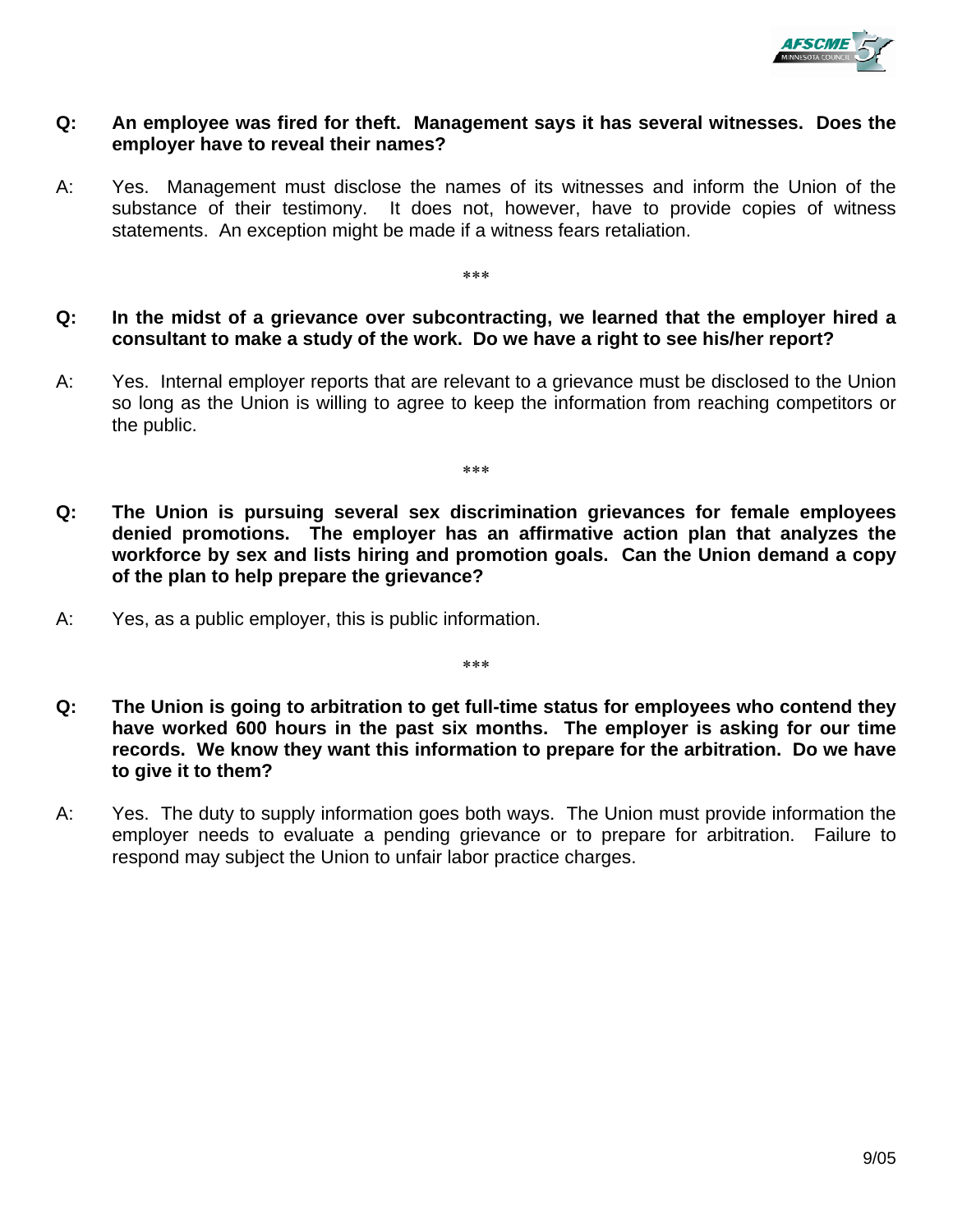**Q: An employee was fired for theft. Management says it has several witnesses. Does the employer have to reveal their names?**

A: Yes. Management must disclose the names of its witnesses and inform the Union of the substance of their testimony. It does not, however, have to provide copies of witness statements. An exception might be made if a witness fears retaliation.

\*\*\*

**Q: In the midst of a grievance over subcontracting, we learned that the employer hired a consultant to make a study of the work. Do we have a right to see his/her report?**

A: Yes. Internal employer reports that are relevant to a grievance must be disclosed to the Union so long as the Union is willing to agree to keep the information from reaching competitors or the public.

\*\*\*

**Q: The Union is pursuing several sex discrimination grievances for female employees denied promotions. The employer has an affirmative action plan that analyzes the workforce by sex and lists hiring and promotion goals. Can the Union demand a copy of the plan to help prepare the grievance?**

A: Yes, as a public employer, this is public information.

\*\*\*

**Q: The Union is going to arbitration to get full-time status for employees who contend they have worked 600 hours in the past six months. The employer is asking for our time records. We know they want this information to prepare for the arbitration. Do we have to give it to them?**

A: Yes. The duty to supply information goes both ways. The Union must provide information the employer needs to evaluate a pending grievance or to prepare for arbitration. Failure to respond may subject the Union to unfair labor practice charges.

9/05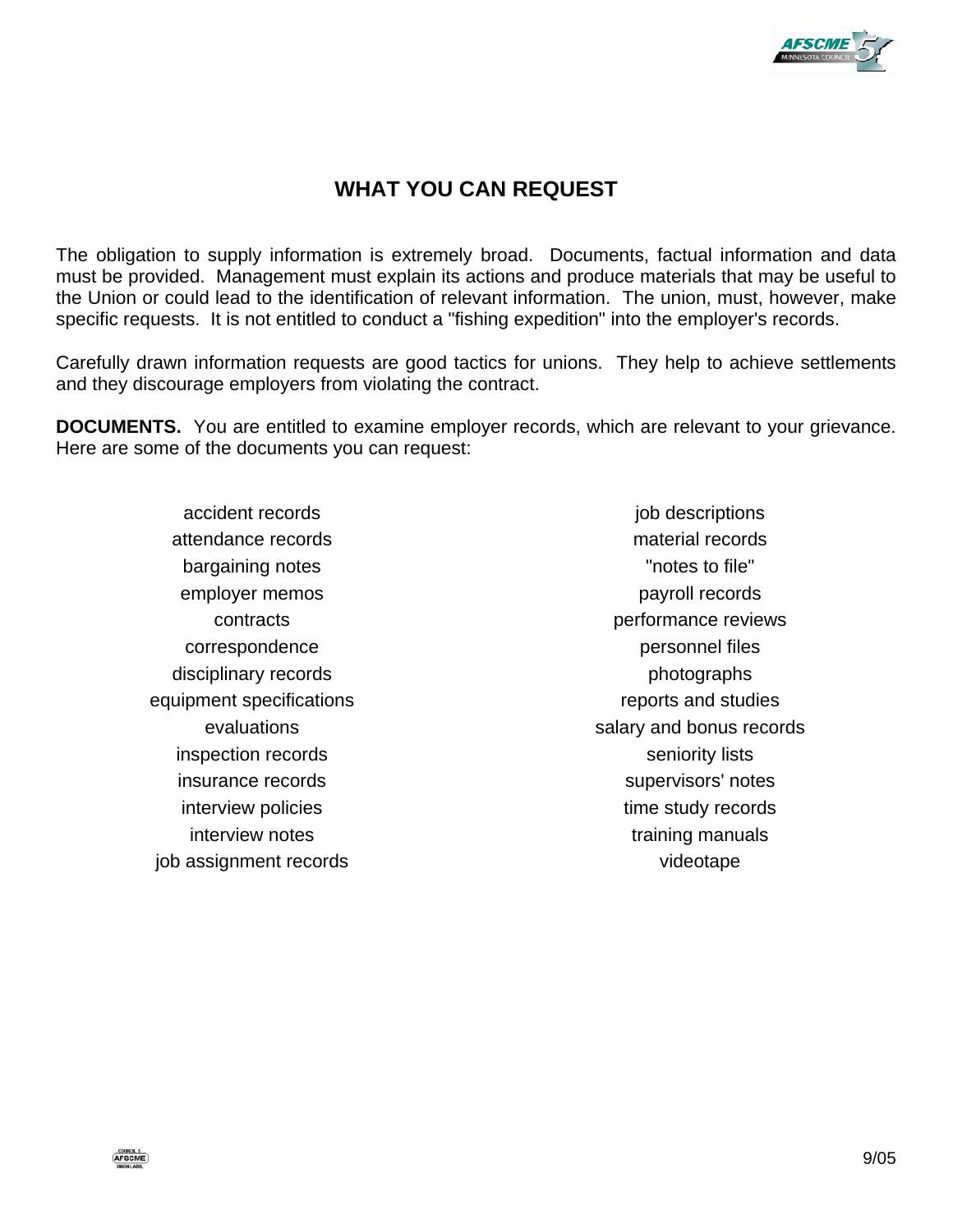## WHAT YOU CAN REQUEST

The obligation to supply information is extremely broad. Documents, factual information and data must be provided. Management must explain its actions and produce materials that may be useful to the Union or could lead to the identification of relevant information. The union, must, however, make specific requests. It is not entitled to conduct a "fishing expedition" into the employer's records.

Carefully drawn information requests are good tactics for unions. They help to achieve settlements and they discourage employers from violating the contract.

**DOCUMENTS.** You are entitled to examine employer records, which are relevant to your grievance. Here are some of the documents you can request:

- accident records
- attendance records
- bargaining notes
- employer memos
- contracts
- correspondence
- disciplinary records
- equipment specifications
- evaluations
- inspection records
- insurance records
- interview policies
- interview notes
- job assignment records
- job descriptions
- material records
- "notes to file"
- payroll records
- performance reviews
- personnel files
- photographs
- reports and studies
- salary and bonus records
- seniority lists
- supervisors' notes
- time study records
- training manuals
- videotape